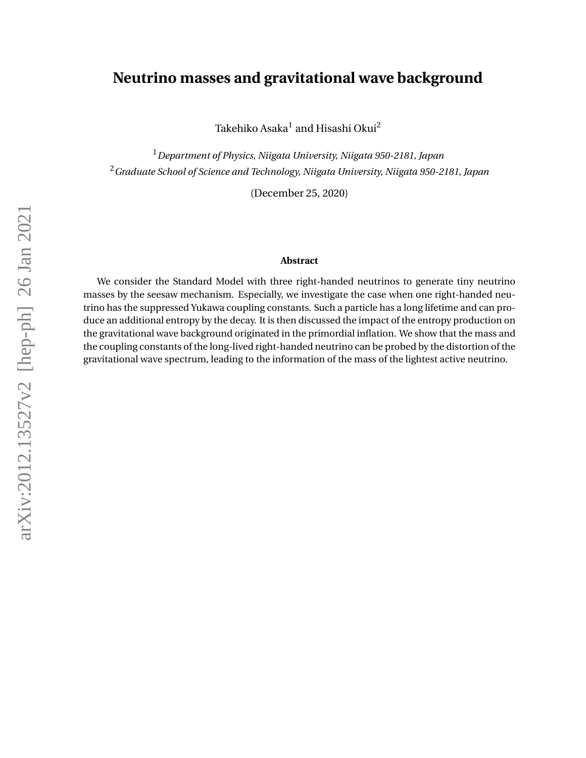# Neutrino masses and gravitational wave background

Takehiko Asaka[1] and Hisashi Okui[2]

[1] *Department of Physics, Niigata University, Niigata 950-2181, Japan*
[2] *Graduate School of Science and Technology, Niigata University, Niigata 950-2181, Japan*

(December 25, 2020)

**Abstract**

We consider the Standard Model with three right-handed neutrinos to generate tiny neutrino masses by the seesaw mechanism. Especially, we investigate the case when one right-handed neutrino has the suppressed Yukawa coupling constants. Such a particle has a long lifetime and can produce an additional entropy by the decay. It is then discussed the impact of the entropy production on the gravitational wave background originated in the primordial inflation. We show that the mass and the coupling constants of the long-lived right-handed neutrino can be probed by the distortion of the gravitational wave spectrum, leading to the information of the mass of the lightest active neutrino.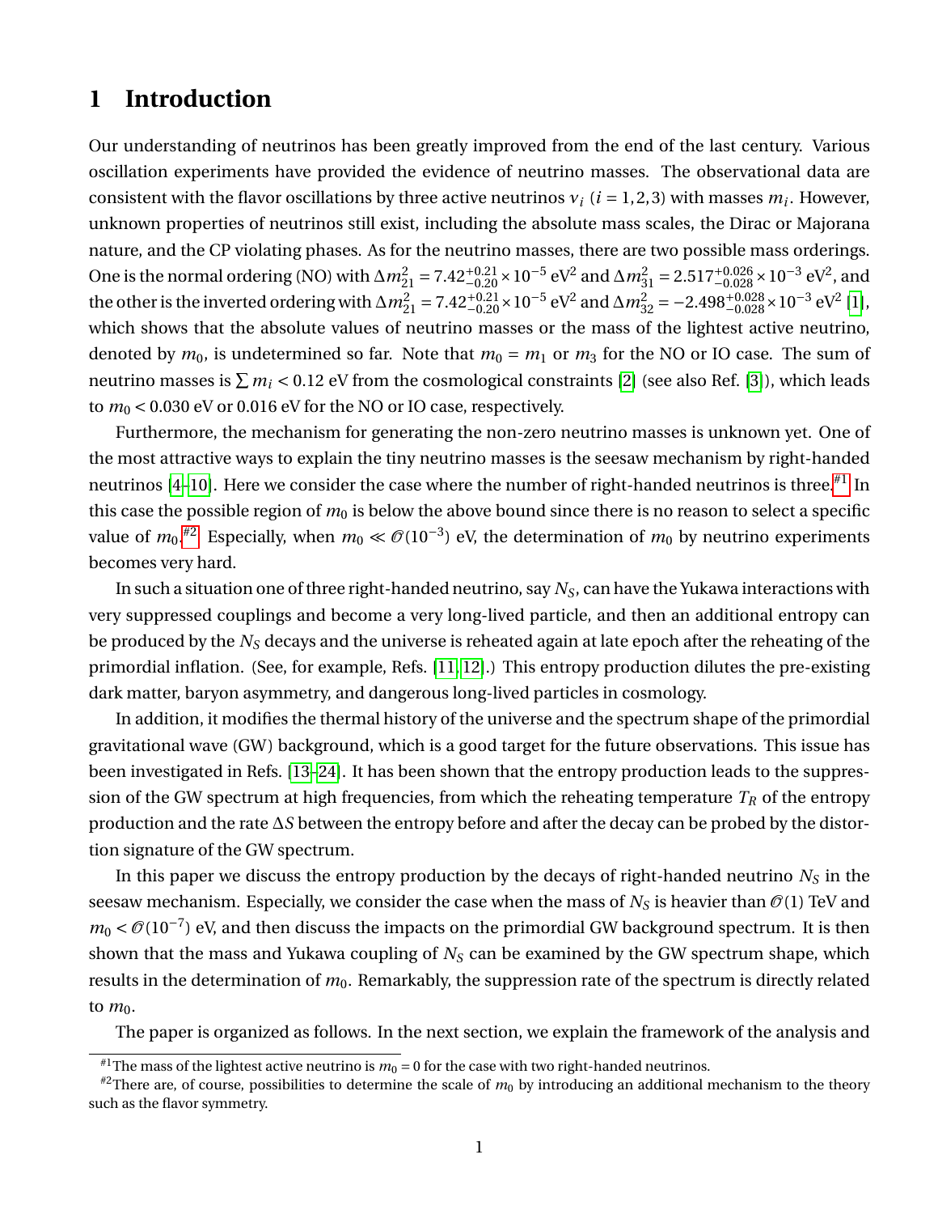# 1 Introduction

Our understanding of neutrinos has been greatly improved from the end of the last century. Various oscillation experiments have provided the evidence of neutrino masses. The observational data are consistent with the flavor oscillations by three active neutrinos $\nu_i$ ($i = 1,2,3$) with masses $m_i$. However, unknown properties of neutrinos still exist, including the absolute mass scales, the Dirac or Majorana nature, and the CP violating phases. As for the neutrino masses, there are two possible mass orderings. One is the normal ordering (NO) with $\Delta m^2_{21} = 7.42^{+0.21}_{-0.20} \times 10^{-5}$ eV$^2$ and $\Delta m^2_{31} = 2.517^{+0.026}_{-0.028} \times 10^{-3}$ eV$^2$, and the other is the inverted ordering with $\Delta m^2_{21} = 7.42^{+0.21}_{-0.20} \times 10^{-5}$ eV$^2$ and $\Delta m^2_{32} = -2.498^{+0.028}_{-0.028} \times 10^{-3}$ eV$^2$ [1], which shows that the absolute values of neutrino masses or the mass of the lightest active neutrino, denoted by $m_0$, is undetermined so far. Note that $m_0 = m_1$ or $m_3$ for the NO or IO case. The sum of neutrino masses is $\sum m_i < 0.12$ eV from the cosmological constraints [2] (see also Ref. [3]), which leads to $m_0 < 0.030$ eV or 0.016 eV for the NO or IO case, respectively.

Furthermore, the mechanism for generating the non-zero neutrino masses is unknown yet. One of the most attractive ways to explain the tiny neutrino masses is the seesaw mechanism by right-handed neutrinos [4–10]. Here we consider the case where the number of right-handed neutrinos is three.[#1] In this case the possible region of $m_0$ is below the above bound since there is no reason to select a specific value of $m_0$.[#2] Especially, when $m_0 \ll \mathcal{O}(10^{-3})$ eV, the determination of $m_0$ by neutrino experiments becomes very hard.

In such a situation one of three right-handed neutrino, say $N_S$, can have the Yukawa interactions with very suppressed couplings and become a very long-lived particle, and then an additional entropy can be produced by the $N_S$ decays and the universe is reheated again at late epoch after the reheating of the primordial inflation. (See, for example, Refs. [11, 12].) This entropy production dilutes the pre-existing dark matter, baryon asymmetry, and dangerous long-lived particles in cosmology.

In addition, it modifies the thermal history of the universe and the spectrum shape of the primordial gravitational wave (GW) background, which is a good target for the future observations. This issue has been investigated in Refs. [13–24]. It has been shown that the entropy production leads to the suppression of the GW spectrum at high frequencies, from which the reheating temperature $T_R$ of the entropy production and the rate $\Delta S$ between the entropy before and after the decay can be probed by the distortion signature of the GW spectrum.

In this paper we discuss the entropy production by the decays of right-handed neutrino $N_S$ in the seesaw mechanism. Especially, we consider the case when the mass of $N_S$ is heavier than $\mathcal{O}(1)$ TeV and $m_0 < \mathcal{O}(10^{-7})$ eV, and then discuss the impacts on the primordial GW background spectrum. It is then shown that the mass and Yukawa coupling of $N_S$ can be examined by the GW spectrum shape, which results in the determination of $m_0$. Remarkably, the suppression rate of the spectrum is directly related to $m_0$.

The paper is organized as follows. In the next section, we explain the framework of the analysis and

---

[#1] The mass of the lightest active neutrino is $m_0 = 0$ for the case with two right-handed neutrinos.

[#2] There are, of course, possibilities to determine the scale of $m_0$ by introducing an additional mechanism to the theory such as the flavor symmetry.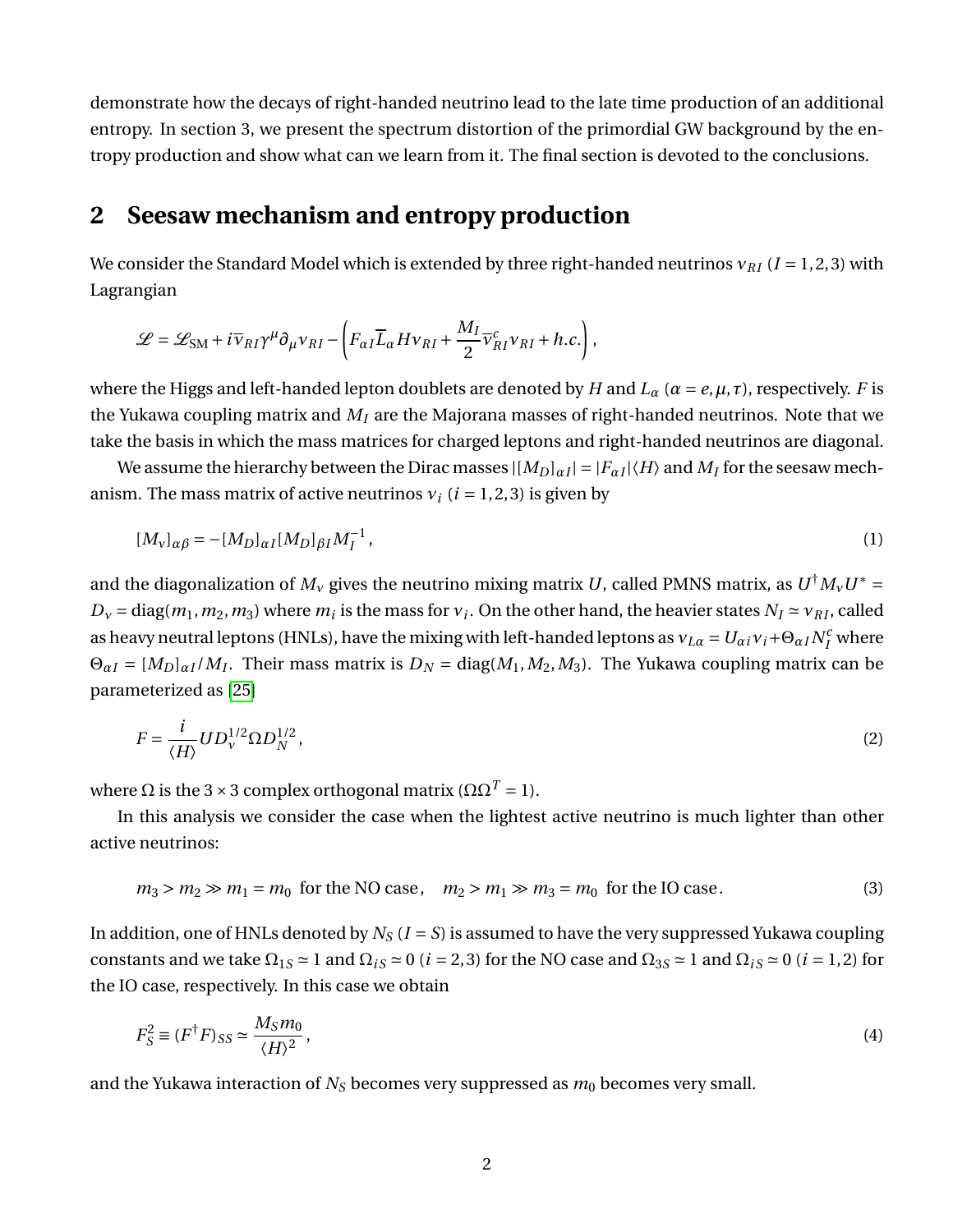demonstrate how the decays of right-handed neutrino lead to the late time production of an additional entropy. In section 3, we present the spectrum distortion of the primordial GW background by the entropy production and show what can we learn from it. The final section is devoted to the conclusions.

## 2 Seesaw mechanism and entropy production

We consider the Standard Model which is extended by three right-handed neutrinos $\nu_{RI}$ ($I = 1,2,3$) with Lagrangian

$$
\mathscr{L} = \mathscr{L}_{\rm SM} + i\overline{\nu}_{RI}\gamma^\mu \partial_\mu \nu_{RI} - \left( F_{\alpha I} \overline{L}_\alpha H \nu_{RI} + \frac{M_I}{2} \overline{\nu}^c_{RI} \nu_{RI} + h.c. \right),
$$

where the Higgs and left-handed lepton doublets are denoted by $H$ and $L_\alpha$ ($\alpha = e,\mu,\tau$), respectively. $F$ is the Yukawa coupling matrix and $M_I$ are the Majorana masses of right-handed neutrinos. Note that we take the basis in which the mass matrices for charged leptons and right-handed neutrinos are diagonal.

We assume the hierarchy between the Dirac masses $|[M_D]_{\alpha I}| = |F_{\alpha I}|\langle H \rangle$ and $M_I$ for the seesaw mechanism. The mass matrix of active neutrinos $\nu_i$ ($i = 1,2,3$) is given by

$$
[M_\nu]_{\alpha\beta} = -[M_D]_{\alpha I}[M_D]_{\beta I} M_I^{-1}\,, \tag{1}
$$

and the diagonalization of $M_\nu$ gives the neutrino mixing matrix $U$, called PMNS matrix, as $U^\dagger M_\nu U^* = D_\nu = \mathrm{diag}(m_1, m_2, m_3)$ where $m_i$ is the mass for $\nu_i$. On the other hand, the heavier states $N_I \simeq \nu_{RI}$, called as heavy neutral leptons (HNLs), have the mixing with left-handed leptons as $\nu_{L\alpha} = U_{\alpha i}\nu_i + \Theta_{\alpha I} N_I^c$ where $\Theta_{\alpha I} = [M_D]_{\alpha I}/M_I$. Their mass matrix is $D_N = \mathrm{diag}(M_1, M_2, M_3)$. The Yukawa coupling matrix can be parameterized as [25]

$$
F = \frac{i}{\langle H \rangle} U D_\nu^{1/2} \Omega D_N^{1/2}\,, \tag{2}
$$

where $\Omega$ is the $3\times 3$ complex orthogonal matrix ($\Omega\Omega^T = 1$).

In this analysis we consider the case when the lightest active neutrino is much lighter than other active neutrinos:

$$
m_3 > m_2 \gg m_1 = m_0 \ \text{ for the NO case}\,, \quad m_2 > m_1 \gg m_3 = m_0 \ \text{ for the IO case}\,. \tag{3}
$$

In addition, one of HNLs denoted by $N_S$ ($I = S$) is assumed to have the very suppressed Yukawa coupling constants and we take $\Omega_{1S} \simeq 1$ and $\Omega_{iS} \simeq 0$ ($i = 2,3$) for the NO case and $\Omega_{3S} \simeq 1$ and $\Omega_{iS} \simeq 0$ ($i = 1,2$) for the IO case, respectively. In this case we obtain

$$
F_S^2 \equiv (F^\dagger F)_{SS} \simeq \frac{M_S m_0}{\langle H \rangle^2}\,, \tag{4}
$$

and the Yukawa interaction of $N_S$ becomes very suppressed as $m_0$ becomes very small.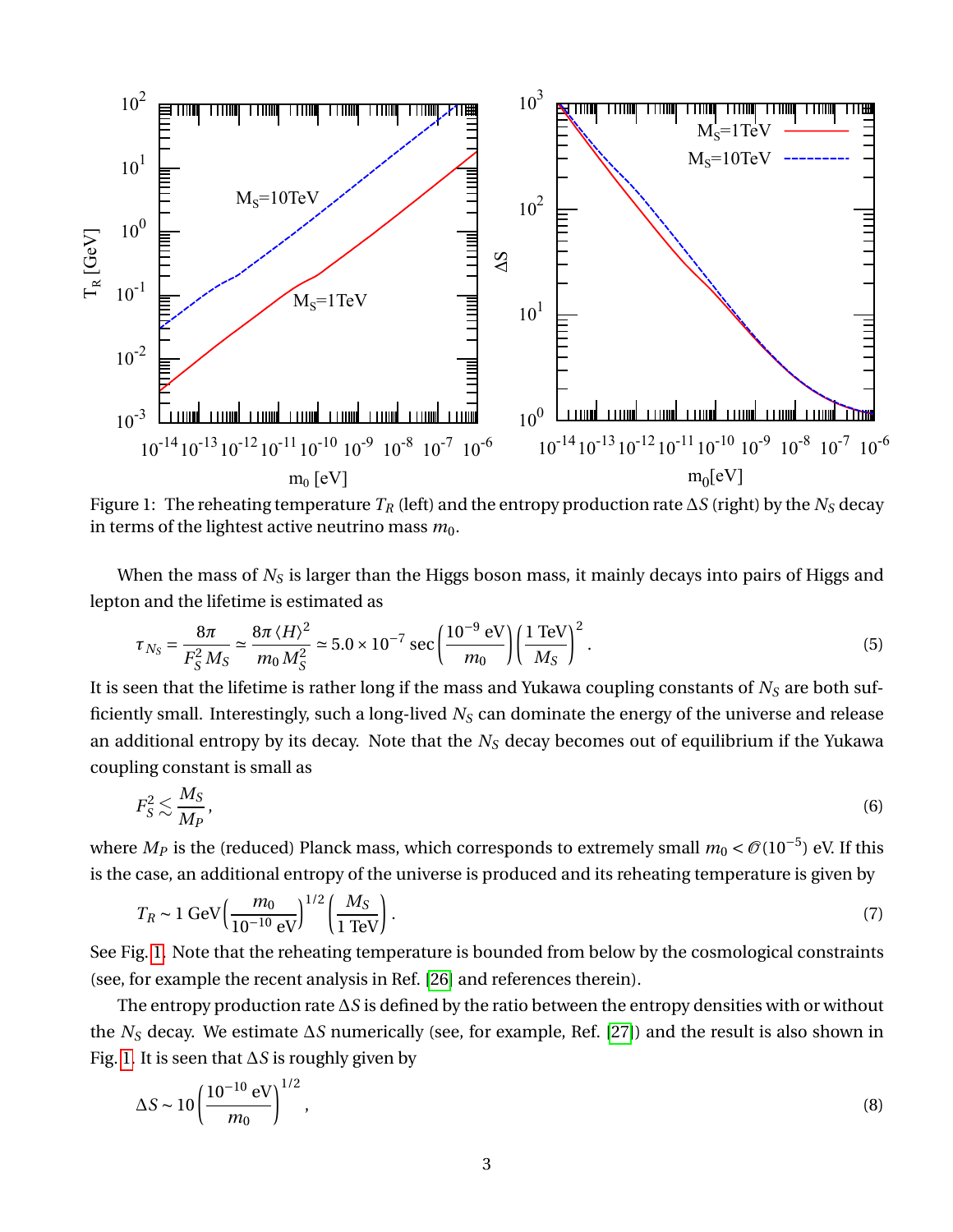Figure 1: The reheating temperature $T_R$ (left) and the entropy production rate $\Delta S$ (right) by the $N_S$ decay in terms of the lightest active neutrino mass $m_0$.

When the mass of $N_S$ is larger than the Higgs boson mass, it mainly decays into pairs of Higgs and lepton and the lifetime is estimated as

$$\tau_{N_S} = \frac{8\pi}{F_S^2 M_S} \simeq \frac{8\pi \langle H \rangle^2}{m_0 M_S^2} \simeq 5.0 \times 10^{-7}\,\text{sec} \left( \frac{10^{-9}\,\text{eV}}{m_0} \right) \left( \frac{1\,\text{TeV}}{M_S} \right)^2 . \tag{5}$$

It is seen that the lifetime is rather long if the mass and Yukawa coupling constants of $N_S$ are both sufficiently small. Interestingly, such a long-lived $N_S$ can dominate the energy of the universe and release an additional entropy by its decay. Note that the $N_S$ decay becomes out of equilibrium if the Yukawa coupling constant is small as

$$F_S^2 \lesssim \frac{M_S}{M_P}, \tag{6}$$

where $M_P$ is the (reduced) Planck mass, which corresponds to extremely small $m_0 < \mathcal{O}(10^{-5})$ eV. If this is the case, an additional entropy of the universe is produced and its reheating temperature is given by

$$T_R \sim 1\,\text{GeV} \left( \frac{m_0}{10^{-10}\,\text{eV}} \right)^{1/2} \left( \frac{M_S}{1\,\text{TeV}} \right) . \tag{7}$$

See Fig. 1. Note that the reheating temperature is bounded from below by the cosmological constraints (see, for example the recent analysis in Ref. [26] and references therein).

The entropy production rate $\Delta S$ is defined by the ratio between the entropy densities with or without the $N_S$ decay. We estimate $\Delta S$ numerically (see, for example, Ref. [27]) and the result is also shown in Fig. 1. It is seen that $\Delta S$ is roughly given by

$$\Delta S \sim 10 \left( \frac{10^{-10}\,\text{eV}}{m_0} \right)^{1/2} , \tag{8}$$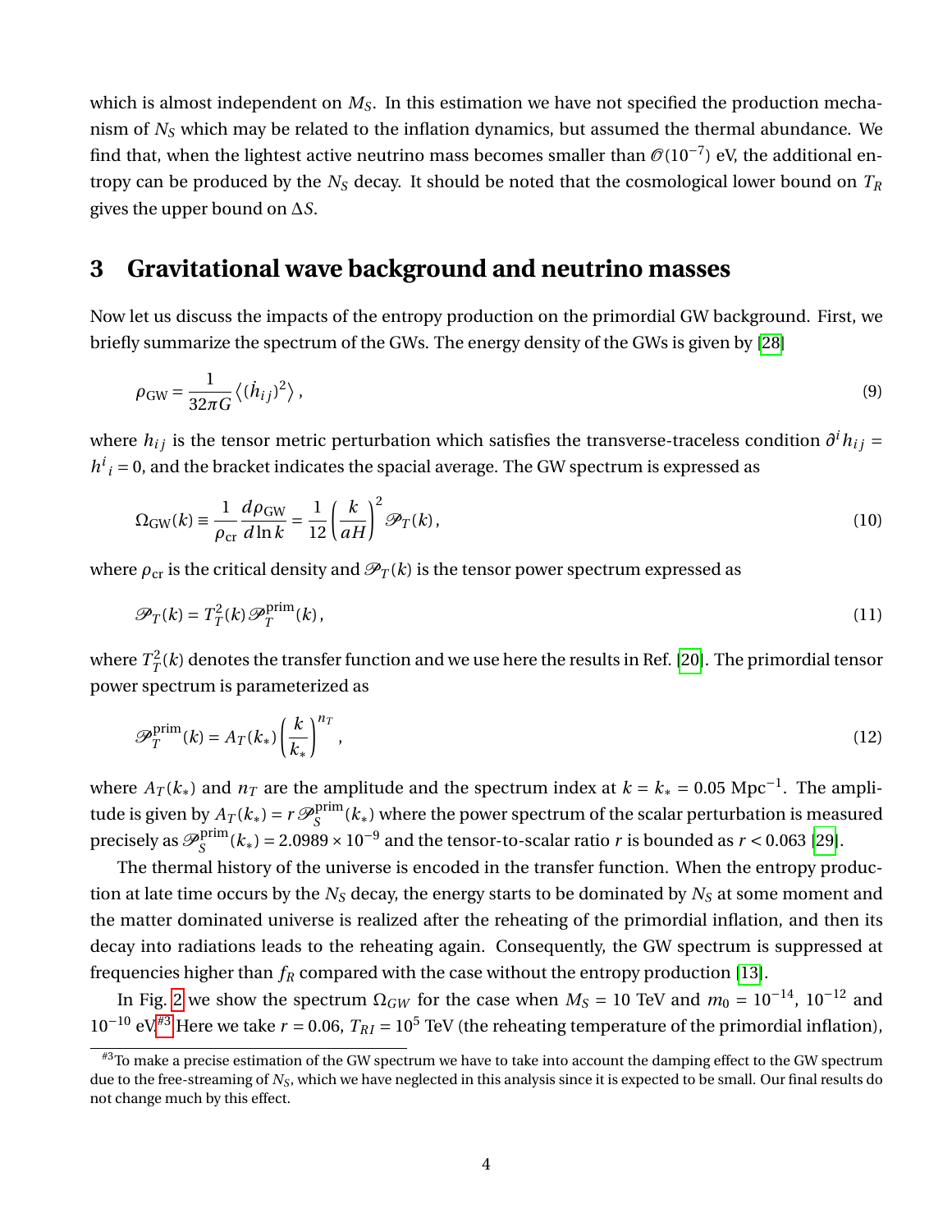which is almost independent on $M_S$. In this estimation we have not specified the production mechanism of $N_S$ which may be related to the inflation dynamics, but assumed the thermal abundance. We find that, when the lightest active neutrino mass becomes smaller than $\mathcal{O}(10^{-7})$ eV, the additional entropy can be produced by the $N_S$ decay. It should be noted that the cosmological lower bound on $T_R$ gives the upper bound on $\Delta S$.

## 3 Gravitational wave background and neutrino masses

Now let us discuss the impacts of the entropy production on the primordial GW background. First, we briefly summarize the spectrum of the GWs. The energy density of the GWs is given by [28]

$$\rho_{\rm GW} = \frac{1}{32\pi G}\left\langle (\dot{h}_{ij})^2 \right\rangle , \tag{9}$$

where $h_{ij}$ is the tensor metric perturbation which satisfies the transverse-traceless condition $\partial^i h_{ij} = h^i{}_i = 0$, and the bracket indicates the spacial average. The GW spectrum is expressed as

$$\Omega_{\rm GW}(k) \equiv \frac{1}{\rho_{\rm cr}}\frac{d\rho_{\rm GW}}{d\ln k} = \frac{1}{12}\left(\frac{k}{aH}\right)^2 \mathscr{P}_T(k) , \tag{10}$$

where $\rho_{\rm cr}$ is the critical density and $\mathscr{P}_T(k)$ is the tensor power spectrum expressed as

$$\mathscr{P}_T(k) = T_T^2(k)\,\mathscr{P}_T^{\rm prim}(k) , \tag{11}$$

where $T_T^2(k)$ denotes the transfer function and we use here the results in Ref. [20]. The primordial tensor power spectrum is parameterized as

$$\mathscr{P}_T^{\rm prim}(k) = A_T(k_*)\left(\frac{k}{k_*}\right)^{n_T} , \tag{12}$$

where $A_T(k_*)$ and $n_T$ are the amplitude and the spectrum index at $k = k_* = 0.05$ Mpc$^{-1}$. The amplitude is given by $A_T(k_*) = r\,\mathscr{P}_S^{\rm prim}(k_*)$ where the power spectrum of the scalar perturbation is measured precisely as $\mathscr{P}_S^{\rm prim}(k_*) = 2.0989 \times 10^{-9}$ and the tensor-to-scalar ratio $r$ is bounded as $r < 0.063$ [29].

The thermal history of the universe is encoded in the transfer function. When the entropy production at late time occurs by the $N_S$ decay, the energy starts to be dominated by $N_S$ at some moment and the matter dominated universe is realized after the reheating of the primordial inflation, and then its decay into radiations leads to the reheating again. Consequently, the GW spectrum is suppressed at frequencies higher than $f_R$ compared with the case without the entropy production [13].

In Fig. 2 we show the spectrum $\Omega_{GW}$ for the case when $M_S = 10$ TeV and $m_0 = 10^{-14}$, $10^{-12}$ and $10^{-10}$ eV[#3] Here we take $r = 0.06$, $T_{RI} = 10^5$ TeV (the reheating temperature of the primordial inflation),

[#3] To make a precise estimation of the GW spectrum we have to take into account the damping effect to the GW spectrum due to the free-streaming of $N_S$, which we have neglected in this analysis since it is expected to be small. Our final results do not change much by this effect.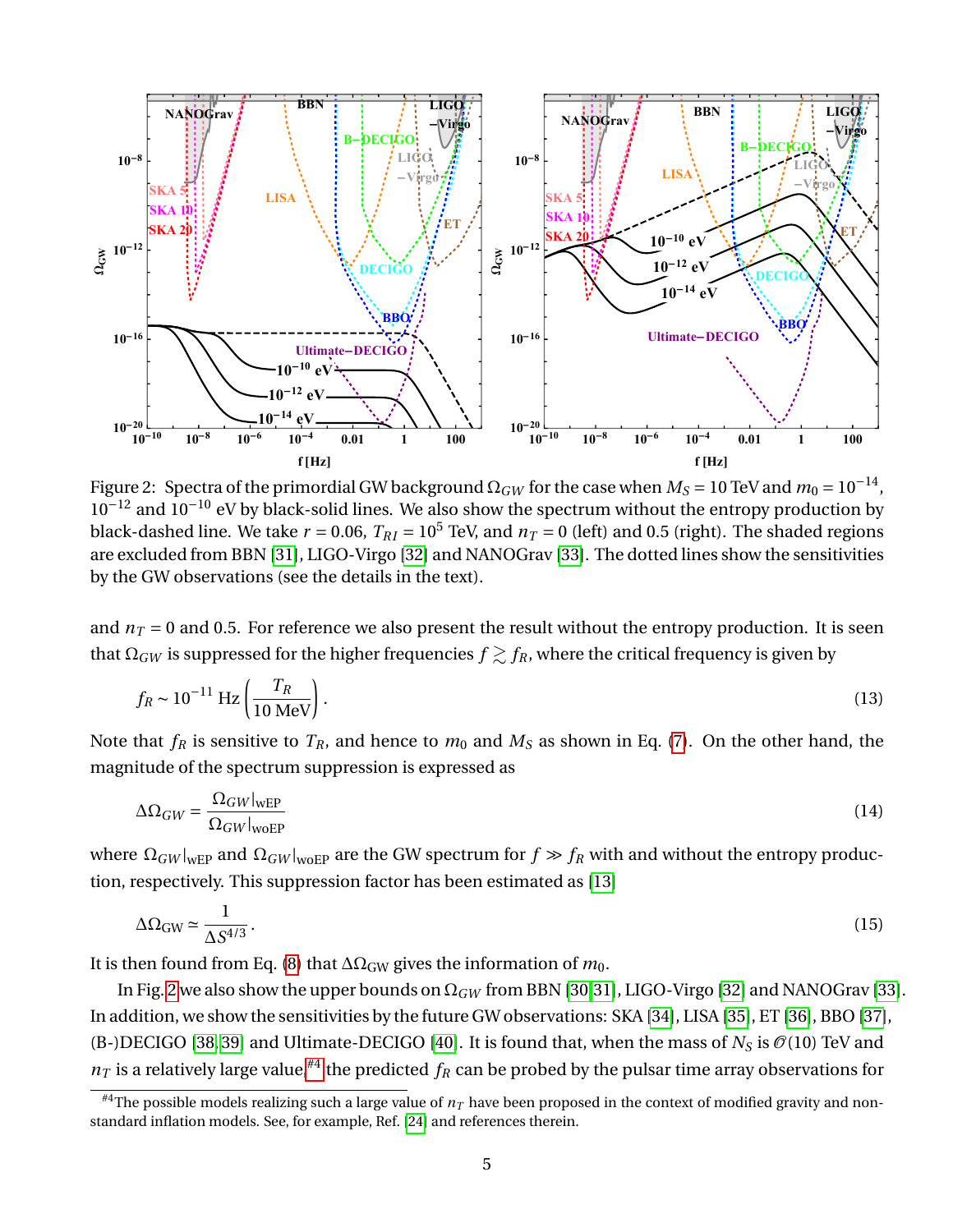Figure 2: Spectra of the primordial GW background $\Omega_{GW}$ for the case when $M_S = 10$ TeV and $m_0 = 10^{-14}$, $10^{-12}$ and $10^{-10}$ eV by black-solid lines. We also show the spectrum without the entropy production by black-dashed line. We take $r = 0.06$, $T_{RI} = 10^5$ TeV, and $n_T = 0$ (left) and 0.5 (right). The shaded regions are excluded from BBN [31], LIGO-Virgo [32] and NANOGrav [33]. The dotted lines show the sensitivities by the GW observations (see the details in the text).

and $n_T = 0$ and 0.5. For reference we also present the result without the entropy production. It is seen that $\Omega_{GW}$ is suppressed for the higher frequencies $f \gtrsim f_R$, where the critical frequency is given by

$$f_R \sim 10^{-11}\ \text{Hz} \left( \frac{T_R}{10\ \text{MeV}} \right). \tag{13}$$

Note that $f_R$ is sensitive to $T_R$, and hence to $m_0$ and $M_S$ as shown in Eq. (7). On the other hand, the magnitude of the spectrum suppression is expressed as

$$\Delta\Omega_{GW} = \frac{\Omega_{GW}|_{\text{wEP}}}{\Omega_{GW}|_{\text{woEP}}} \tag{14}$$

where $\Omega_{GW}|_{\text{wEP}}$ and $\Omega_{GW}|_{\text{woEP}}$ are the GW spectrum for $f \gg f_R$ with and without the entropy production, respectively. This suppression factor has been estimated as [13]

$$\Delta\Omega_{\text{GW}} \simeq \frac{1}{\Delta S^{4/3}}. \tag{15}$$

It is then found from Eq. (8) that $\Delta\Omega_{\text{GW}}$ gives the information of $m_0$.

In Fig. 2 we also show the upper bounds on $\Omega_{GW}$ from BBN [30, 31], LIGO-Virgo [32] and NANOGrav [33]. In addition, we show the sensitivities by the future GW observations: SKA [34], LISA [35], ET [36], BBO [37], (B-)DECIGO [38, 39] and Ultimate-DECIGO [40]. It is found that, when the mass of $N_S$ is $\mathcal{O}(10)$ TeV and $n_T$ is a relatively large value,[#4] the predicted $f_R$ can be probed by the pulsar time array observations for

[#4] The possible models realizing such a large value of $n_T$ have been proposed in the context of modified gravity and non-standard inflation models. See, for example, Ref. [24] and references therein.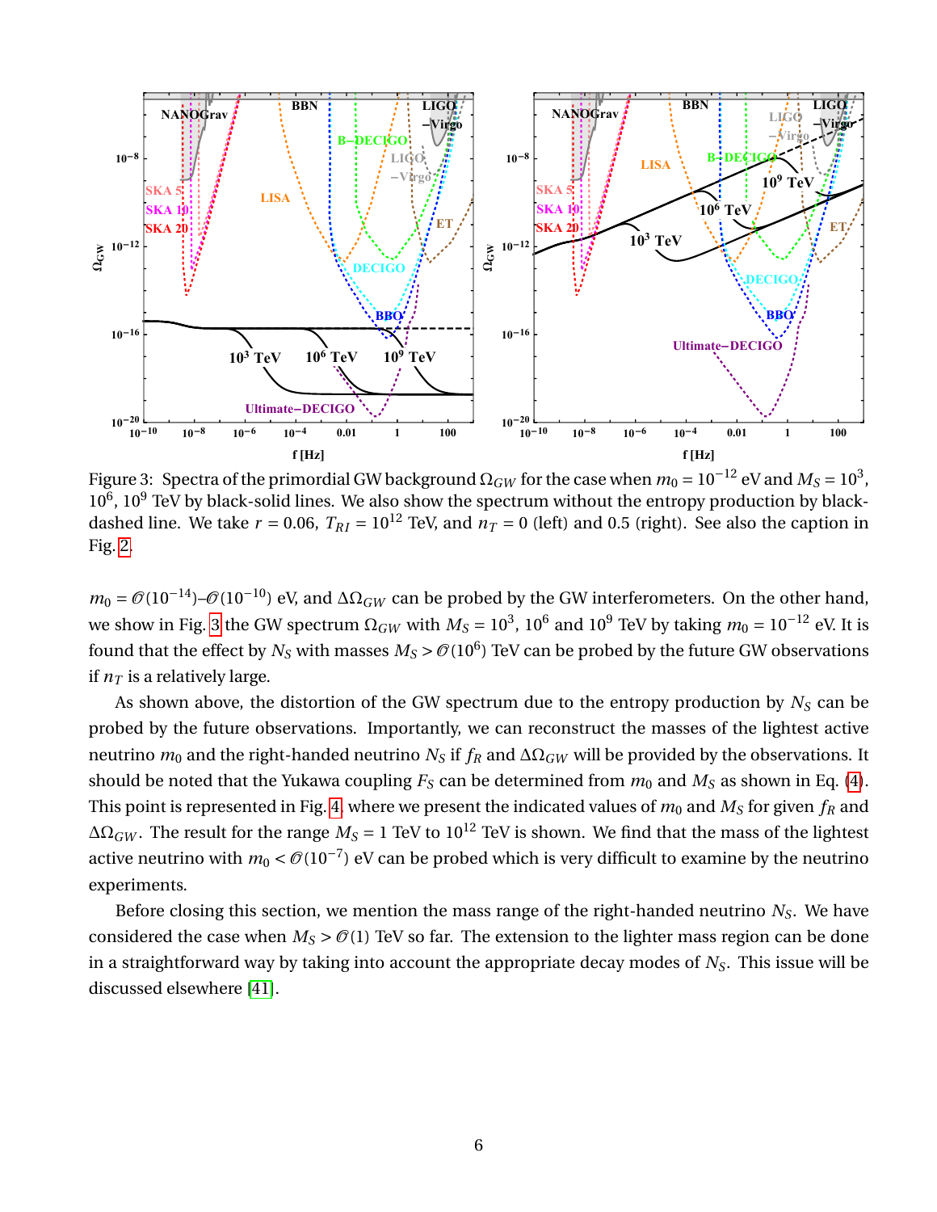Figure 3: Spectra of the primordial GW background $\Omega_{GW}$ for the case when $m_0 = 10^{-12}$ eV and $M_S = 10^3$, $10^6$, $10^9$ TeV by black-solid lines. We also show the spectrum without the entropy production by black-dashed line. We take $r = 0.06$, $T_{RI} = 10^{12}$ TeV, and $n_T = 0$ (left) and 0.5 (right). See also the caption in Fig. 2.

$m_0 = \mathcal{O}(10^{-14})$–$\mathcal{O}(10^{-10})$ eV, and $\Delta\Omega_{GW}$ can be probed by the GW interferometers. On the other hand, we show in Fig. 3 the GW spectrum $\Omega_{GW}$ with $M_S = 10^3$, $10^6$ and $10^9$ TeV by taking $m_0 = 10^{-12}$ eV. It is found that the effect by $N_S$ with masses $M_S > \mathcal{O}(10^6)$ TeV can be probed by the future GW observations if $n_T$ is a relatively large.

As shown above, the distortion of the GW spectrum due to the entropy production by $N_S$ can be probed by the future observations. Importantly, we can reconstruct the masses of the lightest active neutrino $m_0$ and the right-handed neutrino $N_S$ if $f_R$ and $\Delta\Omega_{GW}$ will be provided by the observations. It should be noted that the Yukawa coupling $F_S$ can be determined from $m_0$ and $M_S$ as shown in Eq. (4). This point is represented in Fig. 4, where we present the indicated values of $m_0$ and $M_S$ for given $f_R$ and $\Delta\Omega_{GW}$. The result for the range $M_S = 1$ TeV to $10^{12}$ TeV is shown. We find that the mass of the lightest active neutrino with $m_0 < \mathcal{O}(10^{-7})$ eV can be probed which is very difficult to examine by the neutrino experiments.

Before closing this section, we mention the mass range of the right-handed neutrino $N_S$. We have considered the case when $M_S > \mathcal{O}(1)$ TeV so far. The extension to the lighter mass region can be done in a straightforward way by taking into account the appropriate decay modes of $N_S$. This issue will be discussed elsewhere [41].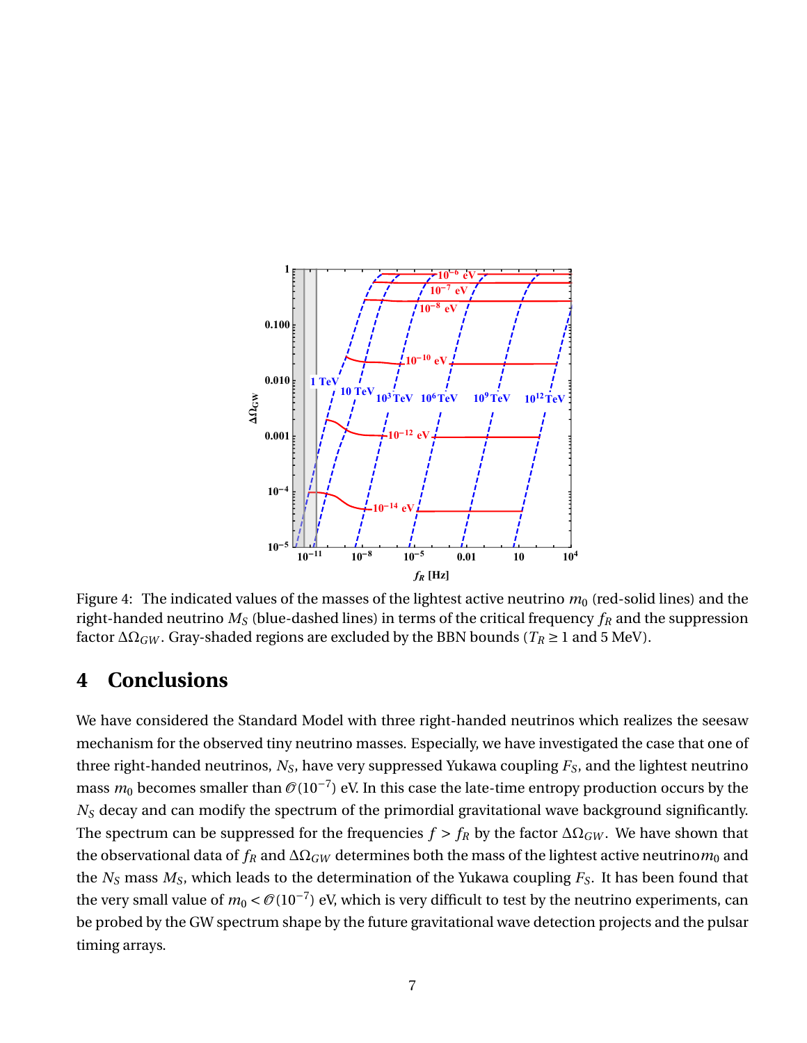Figure 4: The indicated values of the masses of the lightest active neutrino $m_0$ (red-solid lines) and the right-handed neutrino $M_S$ (blue-dashed lines) in terms of the critical frequency $f_R$ and the suppression factor $\Delta\Omega_{GW}$. Gray-shaded regions are excluded by the BBN bounds ($T_R \geq 1$ and 5 MeV).

## 4 Conclusions

We have considered the Standard Model with three right-handed neutrinos which realizes the seesaw mechanism for the observed tiny neutrino masses. Especially, we have investigated the case that one of three right-handed neutrinos, $N_S$, have very suppressed Yukawa coupling $F_S$, and the lightest neutrino mass $m_0$ becomes smaller than $\mathcal{O}(10^{-7})$ eV. In this case the late-time entropy production occurs by the $N_S$ decay and can modify the spectrum of the primordial gravitational wave background significantly. The spectrum can be suppressed for the frequencies $f > f_R$ by the factor $\Delta\Omega_{GW}$. We have shown that the observational data of $f_R$ and $\Delta\Omega_{GW}$ determines both the mass of the lightest active neutrino$m_0$ and the $N_S$ mass $M_S$, which leads to the determination of the Yukawa coupling $F_S$. It has been found that the very small value of $m_0 < \mathcal{O}(10^{-7})$ eV, which is very difficult to test by the neutrino experiments, can be probed by the GW spectrum shape by the future gravitational wave detection projects and the pulsar timing arrays.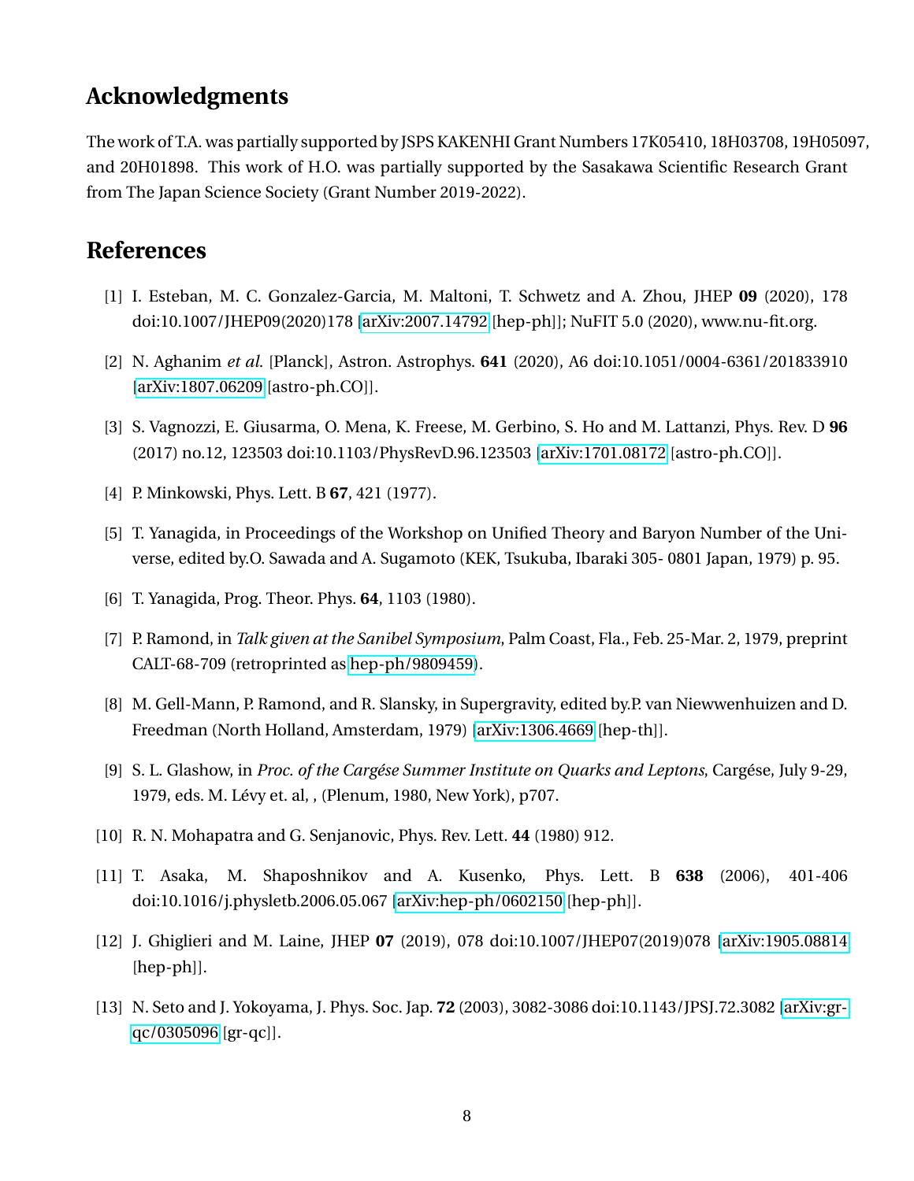## Acknowledgments

The work of T.A. was partially supported by JSPS KAKENHI Grant Numbers 17K05410, 18H03708, 19H05097, and 20H01898. This work of H.O. was partially supported by the Sasakawa Scientific Research Grant from The Japan Science Society (Grant Number 2019-2022).

## References

[1] I. Esteban, M. C. Gonzalez-Garcia, M. Maltoni, T. Schwetz and A. Zhou, JHEP **09** (2020), 178 doi:10.1007/JHEP09(2020)178 [arXiv:2007.14792 [hep-ph]]; NuFIT 5.0 (2020), www.nu-fit.org.

[2] N. Aghanim *et al.* [Planck], Astron. Astrophys. **641** (2020), A6 doi:10.1051/0004-6361/201833910 [arXiv:1807.06209 [astro-ph.CO]].

[3] S. Vagnozzi, E. Giusarma, O. Mena, K. Freese, M. Gerbino, S. Ho and M. Lattanzi, Phys. Rev. D **96** (2017) no.12, 123503 doi:10.1103/PhysRevD.96.123503 [arXiv:1701.08172 [astro-ph.CO]].

[4] P. Minkowski, Phys. Lett. B **67**, 421 (1977).

[5] T. Yanagida, in Proceedings of the Workshop on Unified Theory and Baryon Number of the Universe, edited by.O. Sawada and A. Sugamoto (KEK, Tsukuba, Ibaraki 305- 0801 Japan, 1979) p. 95.

[6] T. Yanagida, Prog. Theor. Phys. **64**, 1103 (1980).

[7] P. Ramond, in *Talk given at the Sanibel Symposium*, Palm Coast, Fla., Feb. 25-Mar. 2, 1979, preprint CALT-68-709 (retroprinted as hep-ph/9809459).

[8] M. Gell-Mann, P. Ramond, and R. Slansky, in Supergravity, edited by.P. van Niewwenhuizen and D. Freedman (North Holland, Amsterdam, 1979) [arXiv:1306.4669 [hep-th]].

[9] S. L. Glashow, in *Proc. of the Cargése Summer Institute on Quarks and Leptons*, Cargése, July 9-29, 1979, eds. M. Lévy et. al, , (Plenum, 1980, New York), p707.

[10] R. N. Mohapatra and G. Senjanovic, Phys. Rev. Lett. **44** (1980) 912.

[11] T. Asaka, M. Shaposhnikov and A. Kusenko, Phys. Lett. B **638** (2006), 401-406 doi:10.1016/j.physletb.2006.05.067 [arXiv:hep-ph/0602150 [hep-ph]].

[12] J. Ghiglieri and M. Laine, JHEP **07** (2019), 078 doi:10.1007/JHEP07(2019)078 [arXiv:1905.08814 [hep-ph]].

[13] N. Seto and J. Yokoyama, J. Phys. Soc. Jap. **72** (2003), 3082-3086 doi:10.1143/JPSJ.72.3082 [arXiv:gr-qc/0305096 [gr-qc]].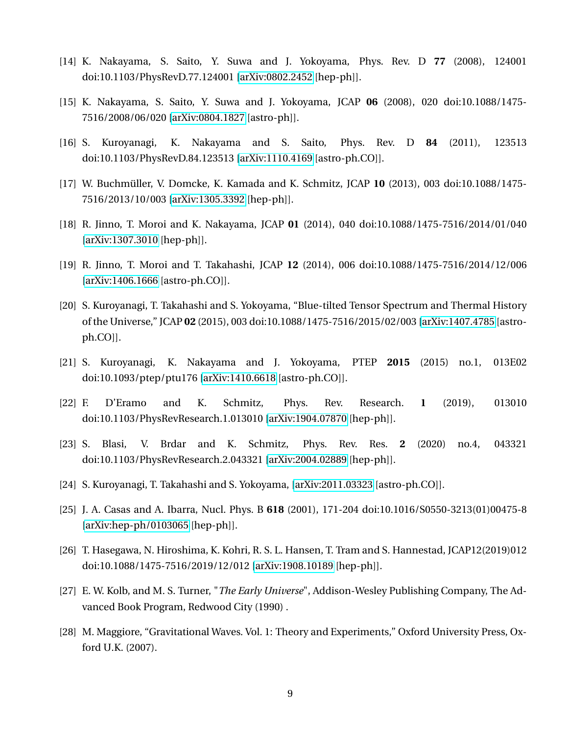[14] K. Nakayama, S. Saito, Y. Suwa and J. Yokoyama, Phys. Rev. D **77** (2008), 124001 doi:10.1103/PhysRevD.77.124001 [arXiv:0802.2452 [hep-ph]].

[15] K. Nakayama, S. Saito, Y. Suwa and J. Yokoyama, JCAP **06** (2008), 020 doi:10.1088/1475-7516/2008/06/020 [arXiv:0804.1827 [astro-ph]].

[16] S. Kuroyanagi, K. Nakayama and S. Saito, Phys. Rev. D **84** (2011), 123513 doi:10.1103/PhysRevD.84.123513 [arXiv:1110.4169 [astro-ph.CO]].

[17] W. Buchmüller, V. Domcke, K. Kamada and K. Schmitz, JCAP **10** (2013), 003 doi:10.1088/1475-7516/2013/10/003 [arXiv:1305.3392 [hep-ph]].

[18] R. Jinno, T. Moroi and K. Nakayama, JCAP **01** (2014), 040 doi:10.1088/1475-7516/2014/01/040 [arXiv:1307.3010 [hep-ph]].

[19] R. Jinno, T. Moroi and T. Takahashi, JCAP **12** (2014), 006 doi:10.1088/1475-7516/2014/12/006 [arXiv:1406.1666 [astro-ph.CO]].

[20] S. Kuroyanagi, T. Takahashi and S. Yokoyama, "Blue-tilted Tensor Spectrum and Thermal History of the Universe," JCAP **02** (2015), 003 doi:10.1088/1475-7516/2015/02/003 [arXiv:1407.4785 [astro-ph.CO]].

[21] S. Kuroyanagi, K. Nakayama and J. Yokoyama, PTEP **2015** (2015) no.1, 013E02 doi:10.1093/ptep/ptu176 [arXiv:1410.6618 [astro-ph.CO]].

[22] F. D'Eramo and K. Schmitz, Phys. Rev. Research. **1** (2019), 013010 doi:10.1103/PhysRevResearch.1.013010 [arXiv:1904.07870 [hep-ph]].

[23] S. Blasi, V. Brdar and K. Schmitz, Phys. Rev. Res. **2** (2020) no.4, 043321 doi:10.1103/PhysRevResearch.2.043321 [arXiv:2004.02889 [hep-ph]].

[24] S. Kuroyanagi, T. Takahashi and S. Yokoyama, [arXiv:2011.03323 [astro-ph.CO]].

[25] J. A. Casas and A. Ibarra, Nucl. Phys. B **618** (2001), 171-204 doi:10.1016/S0550-3213(01)00475-8 [arXiv:hep-ph/0103065 [hep-ph]].

[26] T. Hasegawa, N. Hiroshima, K. Kohri, R. S. L. Hansen, T. Tram and S. Hannestad, JCAP12(2019)012 doi:10.1088/1475-7516/2019/12/012 [arXiv:1908.10189 [hep-ph]].

[27] E. W. Kolb, and M. S. Turner, "*The Early Universe*", Addison-Wesley Publishing Company, The Advanced Book Program, Redwood City (1990) .

[28] M. Maggiore, "Gravitational Waves. Vol. 1: Theory and Experiments," Oxford University Press, Oxford U.K. (2007).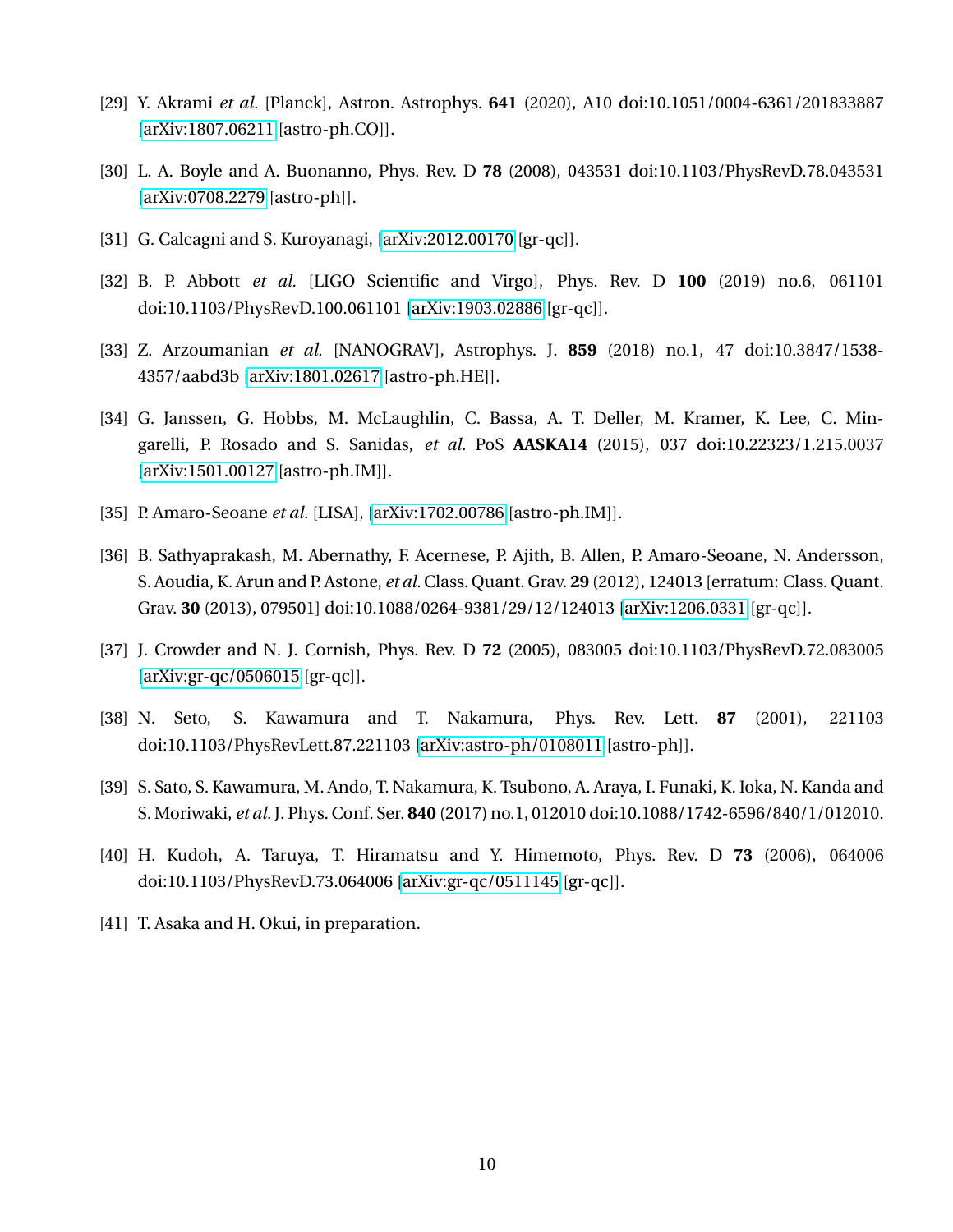[29] Y. Akrami *et al.* [Planck], Astron. Astrophys. **641** (2020), A10 doi:10.1051/0004-6361/201833887 [arXiv:1807.06211 [astro-ph.CO]].

[30] L. A. Boyle and A. Buonanno, Phys. Rev. D **78** (2008), 043531 doi:10.1103/PhysRevD.78.043531 [arXiv:0708.2279 [astro-ph]].

[31] G. Calcagni and S. Kuroyanagi, [arXiv:2012.00170 [gr-qc]].

[32] B. P. Abbott *et al.* [LIGO Scientific and Virgo], Phys. Rev. D **100** (2019) no.6, 061101 doi:10.1103/PhysRevD.100.061101 [arXiv:1903.02886 [gr-qc]].

[33] Z. Arzoumanian *et al.* [NANOGRAV], Astrophys. J. **859** (2018) no.1, 47 doi:10.3847/1538-4357/aabd3b [arXiv:1801.02617 [astro-ph.HE]].

[34] G. Janssen, G. Hobbs, M. McLaughlin, C. Bassa, A. T. Deller, M. Kramer, K. Lee, C. Mingarelli, P. Rosado and S. Sanidas, *et al.* PoS **AASKA14** (2015), 037 doi:10.22323/1.215.0037 [arXiv:1501.00127 [astro-ph.IM]].

[35] P. Amaro-Seoane *et al.* [LISA], [arXiv:1702.00786 [astro-ph.IM]].

[36] B. Sathyaprakash, M. Abernathy, F. Acernese, P. Ajith, B. Allen, P. Amaro-Seoane, N. Andersson, S. Aoudia, K. Arun and P. Astone, *et al.* Class. Quant. Grav. **29** (2012), 124013 [erratum: Class. Quant. Grav. **30** (2013), 079501] doi:10.1088/0264-9381/29/12/124013 [arXiv:1206.0331 [gr-qc]].

[37] J. Crowder and N. J. Cornish, Phys. Rev. D **72** (2005), 083005 doi:10.1103/PhysRevD.72.083005 [arXiv:gr-qc/0506015 [gr-qc]].

[38] N. Seto, S. Kawamura and T. Nakamura, Phys. Rev. Lett. **87** (2001), 221103 doi:10.1103/PhysRevLett.87.221103 [arXiv:astro-ph/0108011 [astro-ph]].

[39] S. Sato, S. Kawamura, M. Ando, T. Nakamura, K. Tsubono, A. Araya, I. Funaki, K. Ioka, N. Kanda and S. Moriwaki, *et al.* J. Phys. Conf. Ser. **840** (2017) no.1, 012010 doi:10.1088/1742-6596/840/1/012010.

[40] H. Kudoh, A. Taruya, T. Hiramatsu and Y. Himemoto, Phys. Rev. D **73** (2006), 064006 doi:10.1103/PhysRevD.73.064006 [arXiv:gr-qc/0511145 [gr-qc]].

[41] T. Asaka and H. Okui, in preparation.